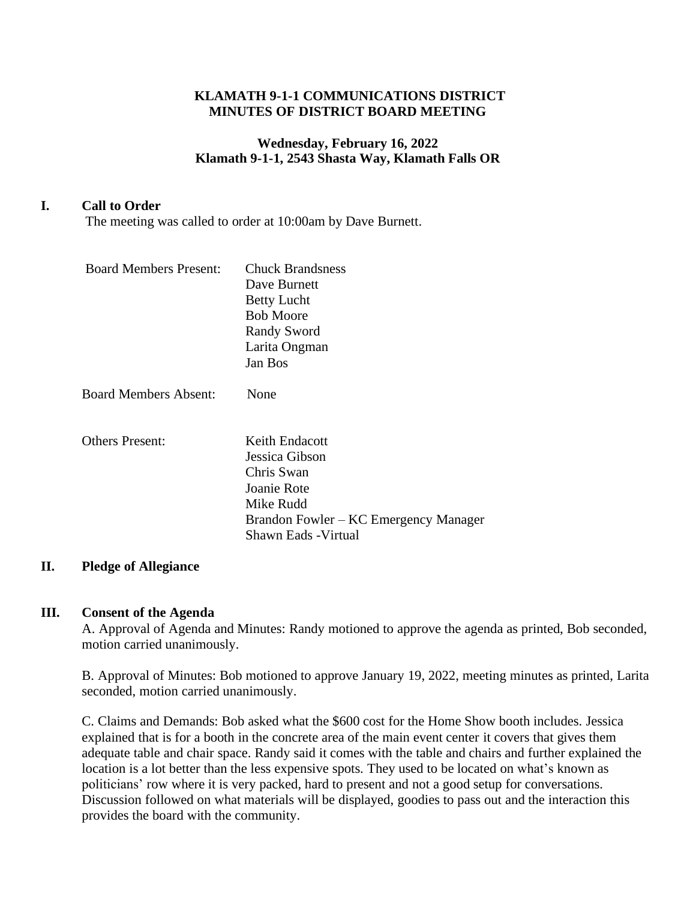# KLAMATH 9-1-1 COMMUNICATIONS DISTRICT
# MINUTES OF DISTRICT BOARD MEETING

**Wednesday, February 16, 2022**
**Klamath 9-1-1, 2543 Shasta Way, Klamath Falls OR**

## I. Call to Order

The meeting was called to order at 10:00am by Dave Burnett.

Board Members Present: Chuck Brandsness
Dave Burnett
Betty Lucht
Bob Moore
Randy Sword
Larita Ongman
Jan Bos

Board Members Absent: None

Others Present: Keith Endacott
Jessica Gibson
Chris Swan
Joanie Rote
Mike Rudd
Brandon Fowler – KC Emergency Manager
Shawn Eads -Virtual

## II. Pledge of Allegiance

## III. Consent of the Agenda

A. Approval of Agenda and Minutes: Randy motioned to approve the agenda as printed, Bob seconded, motion carried unanimously.

B. Approval of Minutes: Bob motioned to approve January 19, 2022, meeting minutes as printed, Larita seconded, motion carried unanimously.

C. Claims and Demands: Bob asked what the $600 cost for the Home Show booth includes. Jessica explained that is for a booth in the concrete area of the main event center it covers that gives them adequate table and chair space. Randy said it comes with the table and chairs and further explained the location is a lot better than the less expensive spots. They used to be located on what's known as politicians' row where it is very packed, hard to present and not a good setup for conversations. Discussion followed on what materials will be displayed, goodies to pass out and the interaction this provides the board with the community.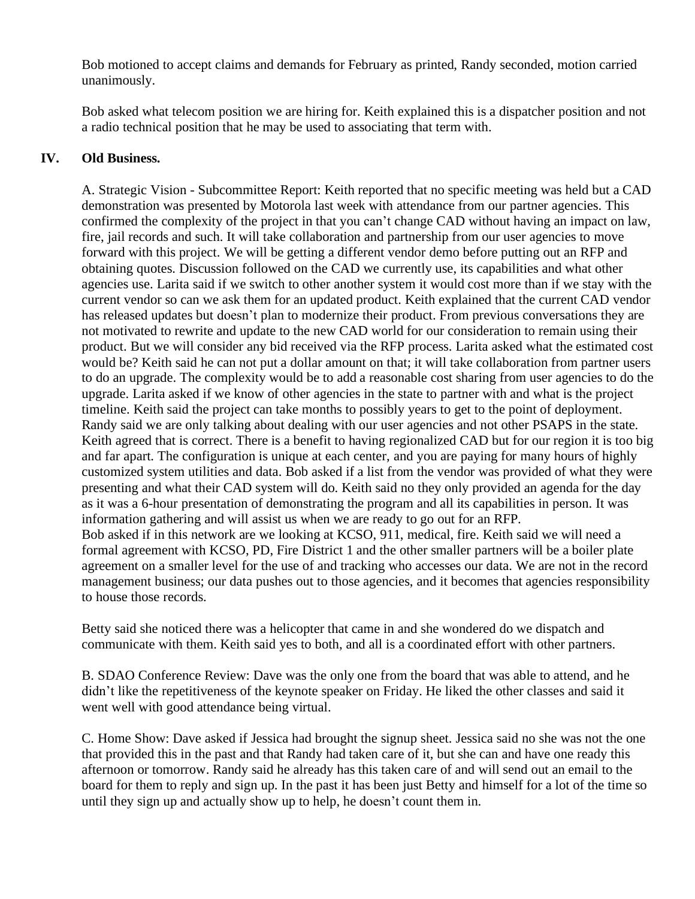Bob motioned to accept claims and demands for February as printed, Randy seconded, motion carried unanimously.

Bob asked what telecom position we are hiring for. Keith explained this is a dispatcher position and not a radio technical position that he may be used to associating that term with.

## IV. Old Business.

A. Strategic Vision - Subcommittee Report: Keith reported that no specific meeting was held but a CAD demonstration was presented by Motorola last week with attendance from our partner agencies. This confirmed the complexity of the project in that you can't change CAD without having an impact on law, fire, jail records and such. It will take collaboration and partnership from our user agencies to move forward with this project. We will be getting a different vendor demo before putting out an RFP and obtaining quotes. Discussion followed on the CAD we currently use, its capabilities and what other agencies use. Larita said if we switch to other another system it would cost more than if we stay with the current vendor so can we ask them for an updated product. Keith explained that the current CAD vendor has released updates but doesn't plan to modernize their product. From previous conversations they are not motivated to rewrite and update to the new CAD world for our consideration to remain using their product. But we will consider any bid received via the RFP process. Larita asked what the estimated cost would be? Keith said he can not put a dollar amount on that; it will take collaboration from partner users to do an upgrade. The complexity would be to add a reasonable cost sharing from user agencies to do the upgrade. Larita asked if we know of other agencies in the state to partner with and what is the project timeline. Keith said the project can take months to possibly years to get to the point of deployment. Randy said we are only talking about dealing with our user agencies and not other PSAPS in the state. Keith agreed that is correct. There is a benefit to having regionalized CAD but for our region it is too big and far apart. The configuration is unique at each center, and you are paying for many hours of highly customized system utilities and data. Bob asked if a list from the vendor was provided of what they were presenting and what their CAD system will do. Keith said no they only provided an agenda for the day as it was a 6-hour presentation of demonstrating the program and all its capabilities in person. It was information gathering and will assist us when we are ready to go out for an RFP.
Bob asked if in this network are we looking at KCSO, 911, medical, fire. Keith said we will need a formal agreement with KCSO, PD, Fire District 1 and the other smaller partners will be a boiler plate agreement on a smaller level for the use of and tracking who accesses our data. We are not in the record management business; our data pushes out to those agencies, and it becomes that agencies responsibility to house those records.

Betty said she noticed there was a helicopter that came in and she wondered do we dispatch and communicate with them. Keith said yes to both, and all is a coordinated effort with other partners.

B. SDAO Conference Review: Dave was the only one from the board that was able to attend, and he didn't like the repetitiveness of the keynote speaker on Friday. He liked the other classes and said it went well with good attendance being virtual.

C. Home Show: Dave asked if Jessica had brought the signup sheet. Jessica said no she was not the one that provided this in the past and that Randy had taken care of it, but she can and have one ready this afternoon or tomorrow. Randy said he already has this taken care of and will send out an email to the board for them to reply and sign up. In the past it has been just Betty and himself for a lot of the time so until they sign up and actually show up to help, he doesn't count them in.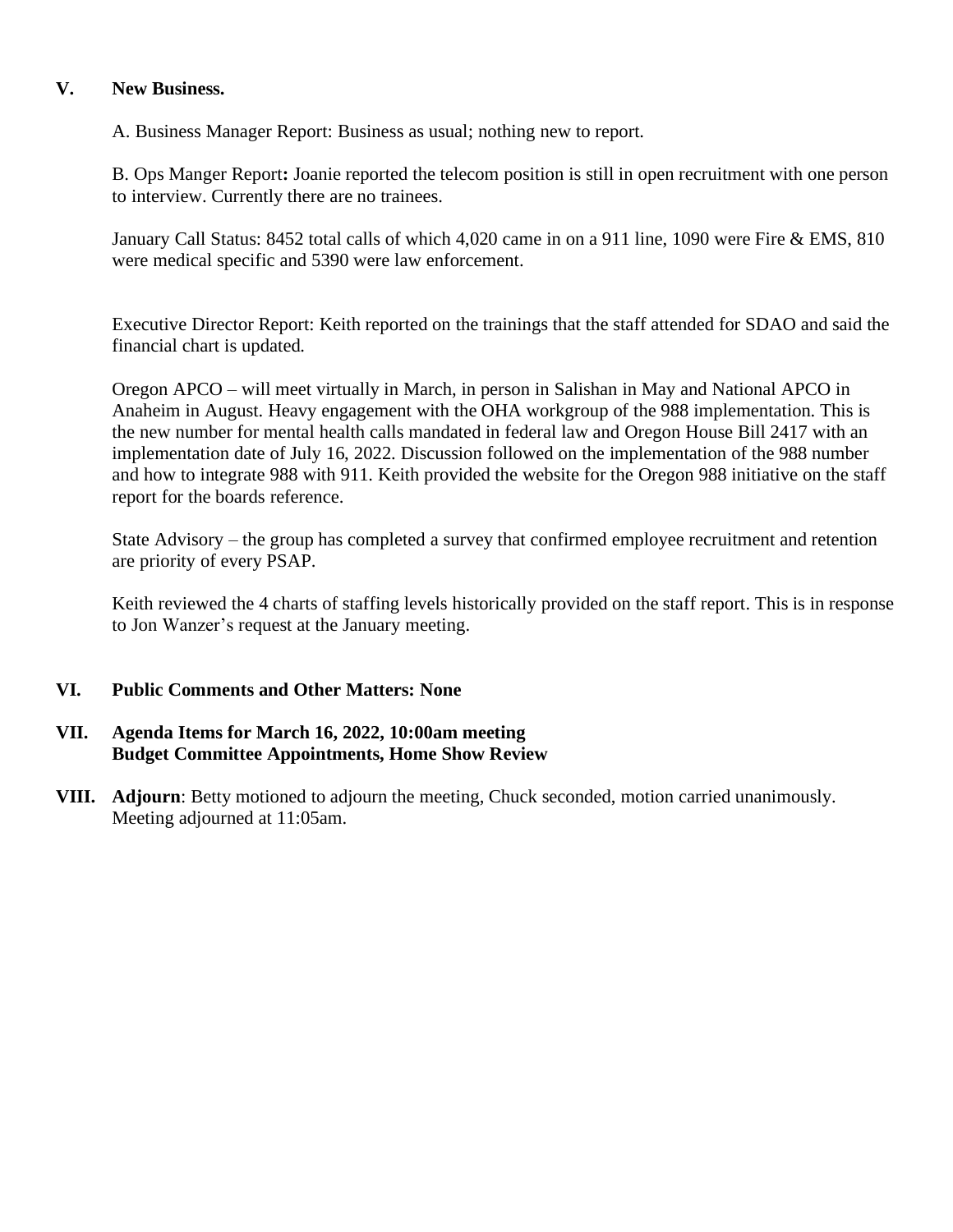## V. New Business.

A. Business Manager Report: Business as usual; nothing new to report.

B. Ops Manger Report**:** Joanie reported the telecom position is still in open recruitment with one person to interview. Currently there are no trainees.

January Call Status: 8452 total calls of which 4,020 came in on a 911 line, 1090 were Fire & EMS, 810 were medical specific and 5390 were law enforcement.

Executive Director Report: Keith reported on the trainings that the staff attended for SDAO and said the financial chart is updated.

Oregon APCO – will meet virtually in March, in person in Salishan in May and National APCO in Anaheim in August. Heavy engagement with the OHA workgroup of the 988 implementation. This is the new number for mental health calls mandated in federal law and Oregon House Bill 2417 with an implementation date of July 16, 2022. Discussion followed on the implementation of the 988 number and how to integrate 988 with 911. Keith provided the website for the Oregon 988 initiative on the staff report for the boards reference.

State Advisory – the group has completed a survey that confirmed employee recruitment and retention are priority of every PSAP.

Keith reviewed the 4 charts of staffing levels historically provided on the staff report. This is in response to Jon Wanzer's request at the January meeting.

## VI. Public Comments and Other Matters: None

## VII. Agenda Items for March 16, 2022, 10:00am meeting
**Budget Committee Appointments, Home Show Review**

**VIII. Adjourn**: Betty motioned to adjourn the meeting, Chuck seconded, motion carried unanimously. Meeting adjourned at 11:05am.